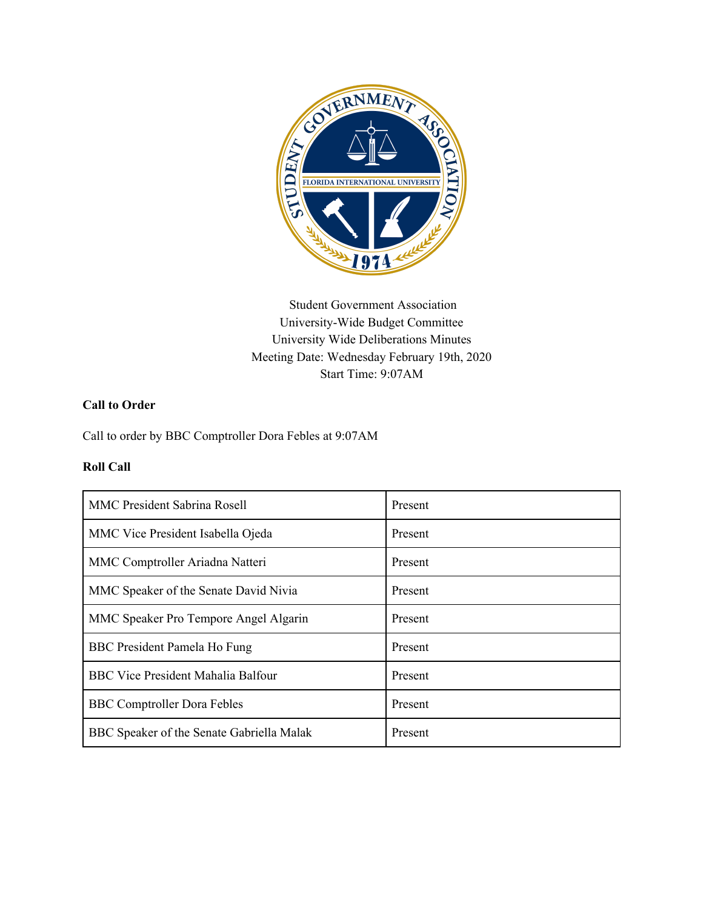Student Government Association
University-Wide Budget Committee
University Wide Deliberations Minutes
Meeting Date: Wednesday February 19th, 2020
Start Time: 9:07AM

**Call to Order**

Call to order by BBC Comptroller Dora Febles at 9:07AM

**Roll Call**

| | |
|---|---|
| MMC President Sabrina Rosell | Present |
| MMC Vice President Isabella Ojeda | Present |
| MMC Comptroller Ariadna Natteri | Present |
| MMC Speaker of the Senate David Nivia | Present |
| MMC Speaker Pro Tempore Angel Algarin | Present |
| BBC President Pamela Ho Fung | Present |
| BBC Vice President Mahalia Balfour | Present |
| BBC Comptroller Dora Febles | Present |
| BBC Speaker of the Senate Gabriella Malak | Present |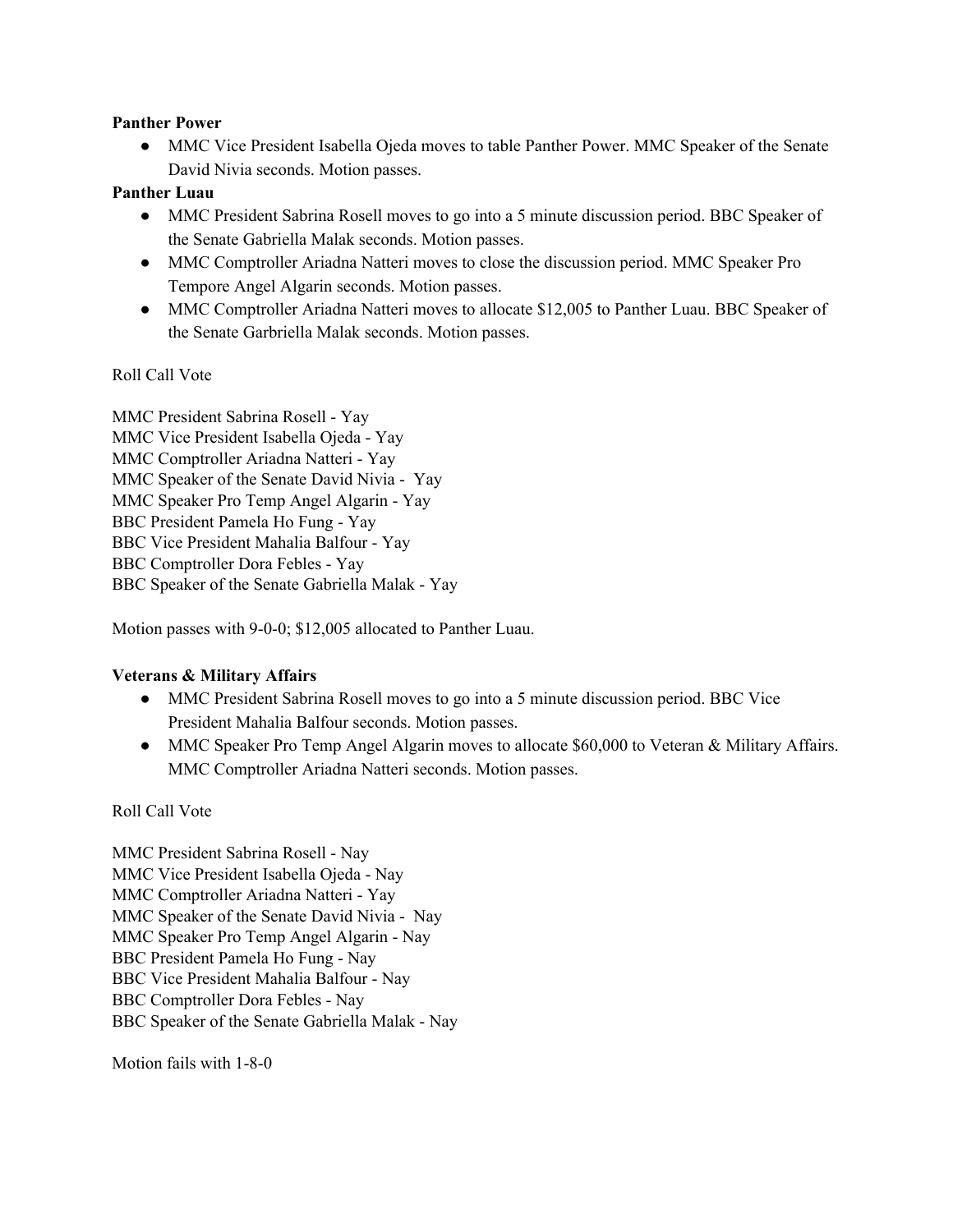**Panther Power**

- MMC Vice President Isabella Ojeda moves to table Panther Power. MMC Speaker of the Senate David Nivia seconds. Motion passes.

**Panther Luau**

- MMC President Sabrina Rosell moves to go into a 5 minute discussion period. BBC Speaker of the Senate Gabriella Malak seconds. Motion passes.
- MMC Comptroller Ariadna Natteri moves to close the discussion period. MMC Speaker Pro Tempore Angel Algarin seconds. Motion passes.
- MMC Comptroller Ariadna Natteri moves to allocate $12,005 to Panther Luau. BBC Speaker of the Senate Garbriella Malak seconds. Motion passes.

Roll Call Vote

MMC President Sabrina Rosell - Yay
MMC Vice President Isabella Ojeda - Yay
MMC Comptroller Ariadna Natteri - Yay
MMC Speaker of the Senate David Nivia - Yay
MMC Speaker Pro Temp Angel Algarin - Yay
BBC President Pamela Ho Fung - Yay
BBC Vice President Mahalia Balfour - Yay
BBC Comptroller Dora Febles - Yay
BBC Speaker of the Senate Gabriella Malak - Yay

Motion passes with 9-0-0; $12,005 allocated to Panther Luau.

**Veterans & Military Affairs**

- MMC President Sabrina Rosell moves to go into a 5 minute discussion period. BBC Vice President Mahalia Balfour seconds. Motion passes.
- MMC Speaker Pro Temp Angel Algarin moves to allocate $60,000 to Veteran & Military Affairs. MMC Comptroller Ariadna Natteri seconds. Motion passes.

Roll Call Vote

MMC President Sabrina Rosell - Nay
MMC Vice President Isabella Ojeda - Nay
MMC Comptroller Ariadna Natteri - Yay
MMC Speaker of the Senate David Nivia - Nay
MMC Speaker Pro Temp Angel Algarin - Nay
BBC President Pamela Ho Fung - Nay
BBC Vice President Mahalia Balfour - Nay
BBC Comptroller Dora Febles - Nay
BBC Speaker of the Senate Gabriella Malak - Nay

Motion fails with 1-8-0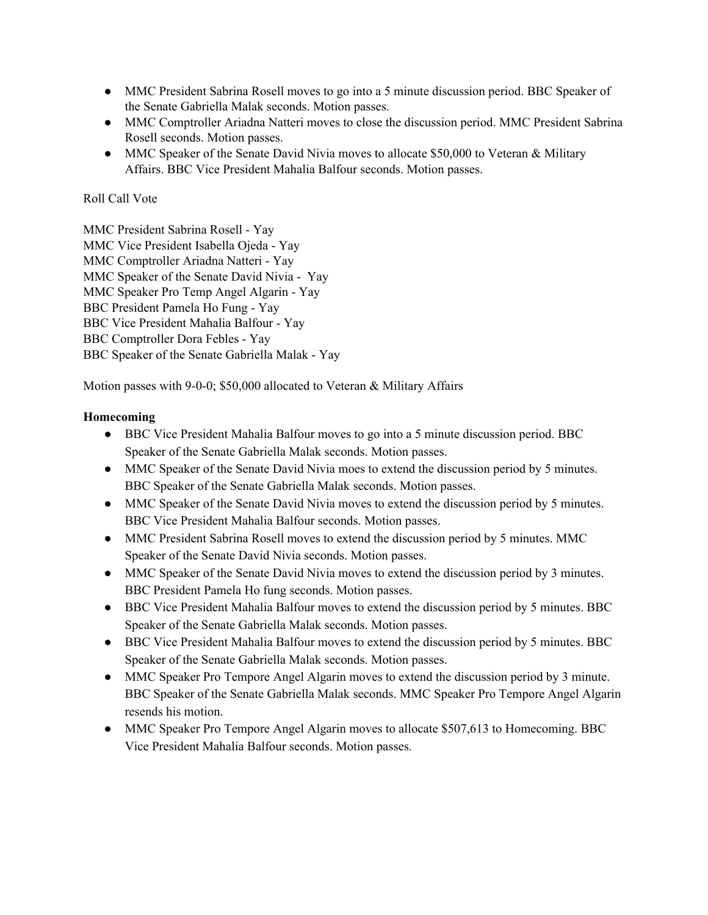- MMC President Sabrina Rosell moves to go into a 5 minute discussion period. BBC Speaker of the Senate Gabriella Malak seconds. Motion passes.
- MMC Comptroller Ariadna Natteri moves to close the discussion period. MMC President Sabrina Rosell seconds. Motion passes.
- MMC Speaker of the Senate David Nivia moves to allocate $50,000 to Veteran & Military Affairs. BBC Vice President Mahalia Balfour seconds. Motion passes.

Roll Call Vote

MMC President Sabrina Rosell - Yay
MMC Vice President Isabella Ojeda - Yay
MMC Comptroller Ariadna Natteri - Yay
MMC Speaker of the Senate David Nivia - Yay
MMC Speaker Pro Temp Angel Algarin - Yay
BBC President Pamela Ho Fung - Yay
BBC Vice President Mahalia Balfour - Yay
BBC Comptroller Dora Febles - Yay
BBC Speaker of the Senate Gabriella Malak - Yay

Motion passes with 9-0-0; $50,000 allocated to Veteran & Military Affairs

**Homecoming**

- BBC Vice President Mahalia Balfour moves to go into a 5 minute discussion period. BBC Speaker of the Senate Gabriella Malak seconds. Motion passes.
- MMC Speaker of the Senate David Nivia moes to extend the discussion period by 5 minutes. BBC Speaker of the Senate Gabriella Malak seconds. Motion passes.
- MMC Speaker of the Senate David Nivia moves to extend the discussion period by 5 minutes. BBC Vice President Mahalia Balfour seconds. Motion passes.
- MMC President Sabrina Rosell moves to extend the discussion period by 5 minutes. MMC Speaker of the Senate David Nivia seconds. Motion passes.
- MMC Speaker of the Senate David Nivia moves to extend the discussion period by 3 minutes. BBC President Pamela Ho fung seconds. Motion passes.
- BBC Vice President Mahalia Balfour moves to extend the discussion period by 5 minutes. BBC Speaker of the Senate Gabriella Malak seconds. Motion passes.
- BBC Vice President Mahalia Balfour moves to extend the discussion period by 5 minutes. BBC Speaker of the Senate Gabriella Malak seconds. Motion passes.
- MMC Speaker Pro Tempore Angel Algarin moves to extend the discussion period by 3 minute. BBC Speaker of the Senate Gabriella Malak seconds. MMC Speaker Pro Tempore Angel Algarin resends his motion.
- MMC Speaker Pro Tempore Angel Algarin moves to allocate $507,613 to Homecoming. BBC Vice President Mahalia Balfour seconds. Motion passes.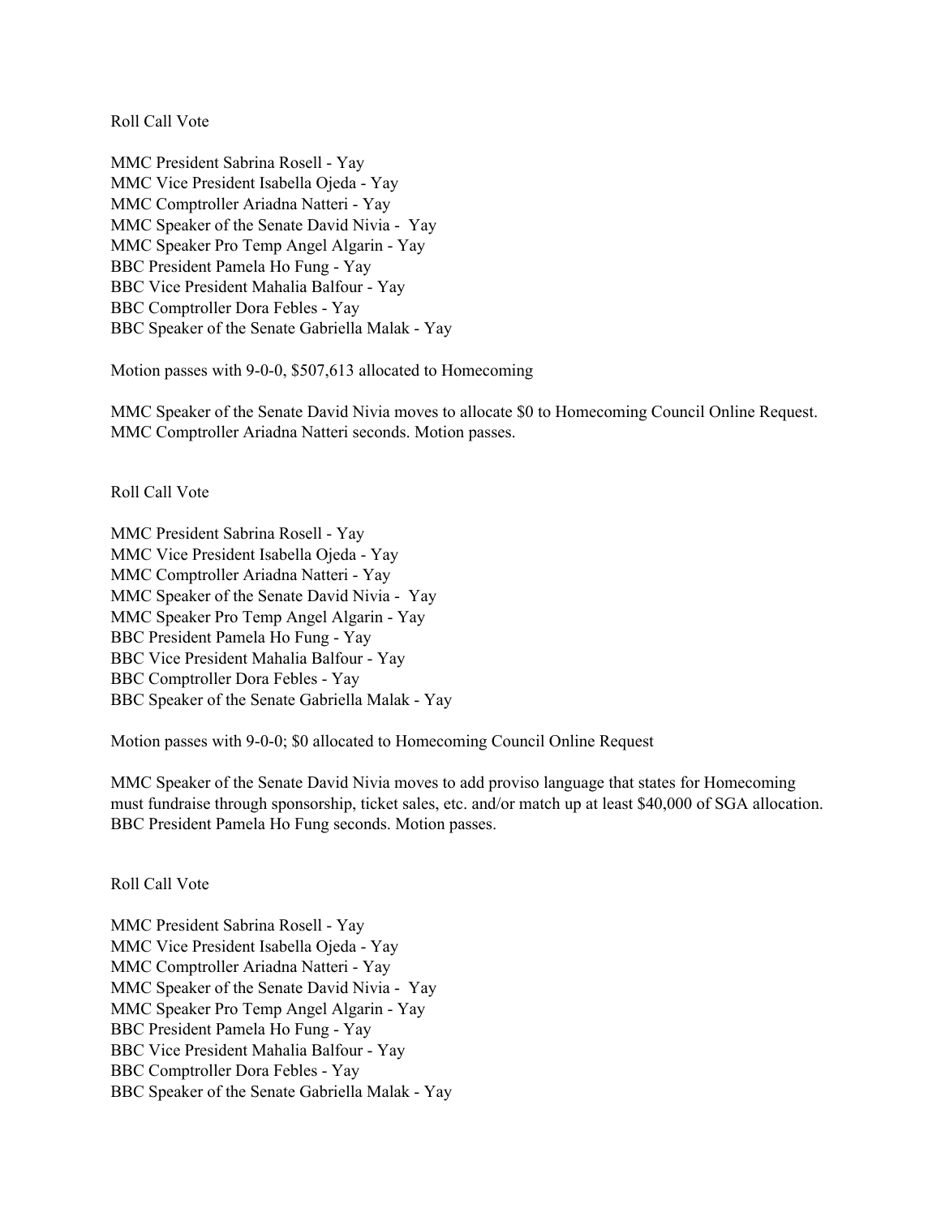Roll Call Vote

MMC President Sabrina Rosell - Yay
MMC Vice President Isabella Ojeda - Yay
MMC Comptroller Ariadna Natteri - Yay
MMC Speaker of the Senate David Nivia - Yay
MMC Speaker Pro Temp Angel Algarin - Yay
BBC President Pamela Ho Fung - Yay
BBC Vice President Mahalia Balfour - Yay
BBC Comptroller Dora Febles - Yay
BBC Speaker of the Senate Gabriella Malak - Yay

Motion passes with 9-0-0, $507,613 allocated to Homecoming

MMC Speaker of the Senate David Nivia moves to allocate $0 to Homecoming Council Online Request. MMC Comptroller Ariadna Natteri seconds. Motion passes.

Roll Call Vote

MMC President Sabrina Rosell - Yay
MMC Vice President Isabella Ojeda - Yay
MMC Comptroller Ariadna Natteri - Yay
MMC Speaker of the Senate David Nivia - Yay
MMC Speaker Pro Temp Angel Algarin - Yay
BBC President Pamela Ho Fung - Yay
BBC Vice President Mahalia Balfour - Yay
BBC Comptroller Dora Febles - Yay
BBC Speaker of the Senate Gabriella Malak - Yay

Motion passes with 9-0-0; $0 allocated to Homecoming Council Online Request

MMC Speaker of the Senate David Nivia moves to add proviso language that states for Homecoming must fundraise through sponsorship, ticket sales, etc. and/or match up at least $40,000 of SGA allocation. BBC President Pamela Ho Fung seconds. Motion passes.

Roll Call Vote

MMC President Sabrina Rosell - Yay
MMC Vice President Isabella Ojeda - Yay
MMC Comptroller Ariadna Natteri - Yay
MMC Speaker of the Senate David Nivia - Yay
MMC Speaker Pro Temp Angel Algarin - Yay
BBC President Pamela Ho Fung - Yay
BBC Vice President Mahalia Balfour - Yay
BBC Comptroller Dora Febles - Yay
BBC Speaker of the Senate Gabriella Malak - Yay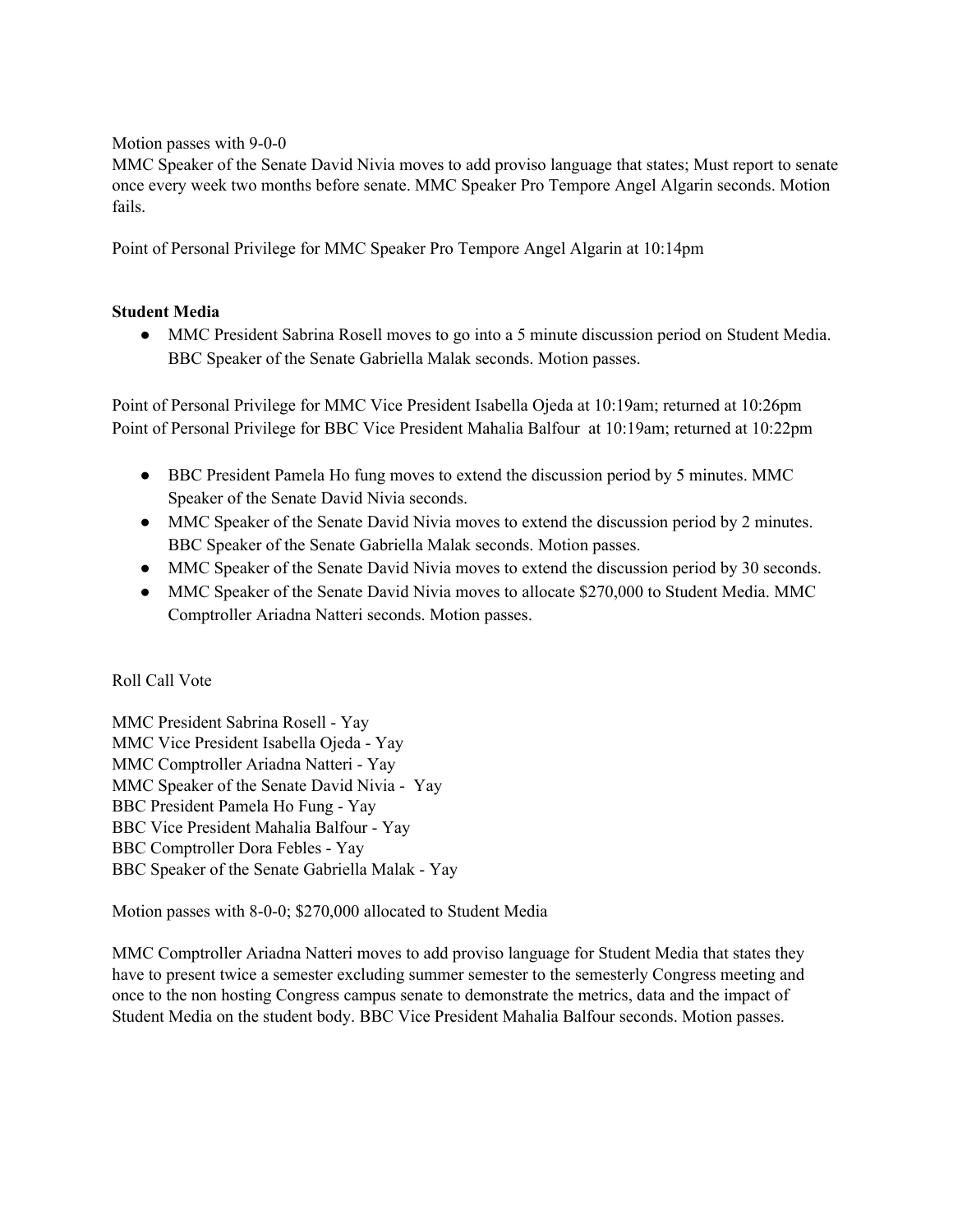Motion passes with 9-0-0

MMC Speaker of the Senate David Nivia moves to add proviso language that states; Must report to senate once every week two months before senate. MMC Speaker Pro Tempore Angel Algarin seconds. Motion fails.

Point of Personal Privilege for MMC Speaker Pro Tempore Angel Algarin at 10:14pm

**Student Media**

- MMC President Sabrina Rosell moves to go into a 5 minute discussion period on Student Media. BBC Speaker of the Senate Gabriella Malak seconds. Motion passes.

Point of Personal Privilege for MMC Vice President Isabella Ojeda at 10:19am; returned at 10:26pm
Point of Personal Privilege for BBC Vice President Mahalia Balfour at 10:19am; returned at 10:22pm

- BBC President Pamela Ho fung moves to extend the discussion period by 5 minutes. MMC Speaker of the Senate David Nivia seconds.
- MMC Speaker of the Senate David Nivia moves to extend the discussion period by 2 minutes. BBC Speaker of the Senate Gabriella Malak seconds. Motion passes.
- MMC Speaker of the Senate David Nivia moves to extend the discussion period by 30 seconds.
- MMC Speaker of the Senate David Nivia moves to allocate $270,000 to Student Media. MMC Comptroller Ariadna Natteri seconds. Motion passes.

Roll Call Vote

MMC President Sabrina Rosell - Yay
MMC Vice President Isabella Ojeda - Yay
MMC Comptroller Ariadna Natteri - Yay
MMC Speaker of the Senate David Nivia - Yay
BBC President Pamela Ho Fung - Yay
BBC Vice President Mahalia Balfour - Yay
BBC Comptroller Dora Febles - Yay
BBC Speaker of the Senate Gabriella Malak - Yay

Motion passes with 8-0-0; $270,000 allocated to Student Media

MMC Comptroller Ariadna Natteri moves to add proviso language for Student Media that states they have to present twice a semester excluding summer semester to the semesterly Congress meeting and once to the non hosting Congress campus senate to demonstrate the metrics, data and the impact of Student Media on the student body. BBC Vice President Mahalia Balfour seconds. Motion passes.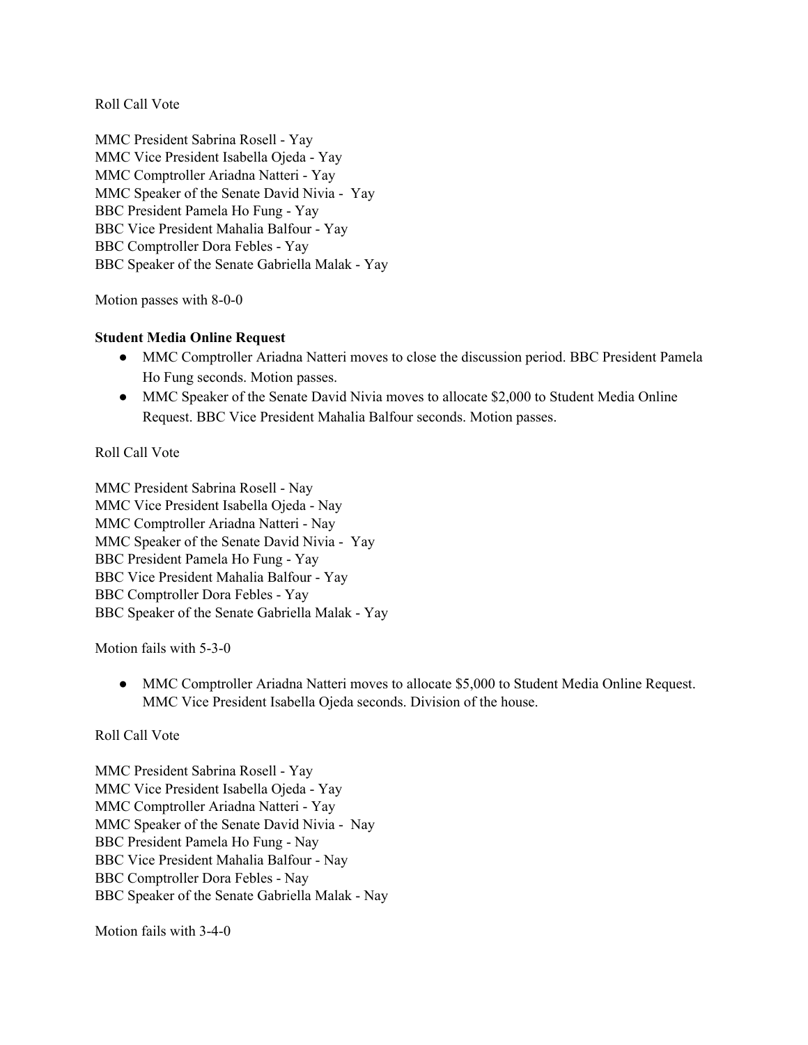Roll Call Vote

MMC President Sabrina Rosell - Yay
MMC Vice President Isabella Ojeda - Yay
MMC Comptroller Ariadna Natteri - Yay
MMC Speaker of the Senate David Nivia - Yay
BBC President Pamela Ho Fung - Yay
BBC Vice President Mahalia Balfour - Yay
BBC Comptroller Dora Febles - Yay
BBC Speaker of the Senate Gabriella Malak - Yay

Motion passes with 8-0-0

**Student Media Online Request**

- MMC Comptroller Ariadna Natteri moves to close the discussion period. BBC President Pamela Ho Fung seconds. Motion passes.
- MMC Speaker of the Senate David Nivia moves to allocate $2,000 to Student Media Online Request. BBC Vice President Mahalia Balfour seconds. Motion passes.

Roll Call Vote

MMC President Sabrina Rosell - Nay
MMC Vice President Isabella Ojeda - Nay
MMC Comptroller Ariadna Natteri - Nay
MMC Speaker of the Senate David Nivia - Yay
BBC President Pamela Ho Fung - Yay
BBC Vice President Mahalia Balfour - Yay
BBC Comptroller Dora Febles - Yay
BBC Speaker of the Senate Gabriella Malak - Yay

Motion fails with 5-3-0

- MMC Comptroller Ariadna Natteri moves to allocate $5,000 to Student Media Online Request. MMC Vice President Isabella Ojeda seconds. Division of the house.

Roll Call Vote

MMC President Sabrina Rosell - Yay
MMC Vice President Isabella Ojeda - Yay
MMC Comptroller Ariadna Natteri - Yay
MMC Speaker of the Senate David Nivia - Nay
BBC President Pamela Ho Fung - Nay
BBC Vice President Mahalia Balfour - Nay
BBC Comptroller Dora Febles - Nay
BBC Speaker of the Senate Gabriella Malak - Nay

Motion fails with 3-4-0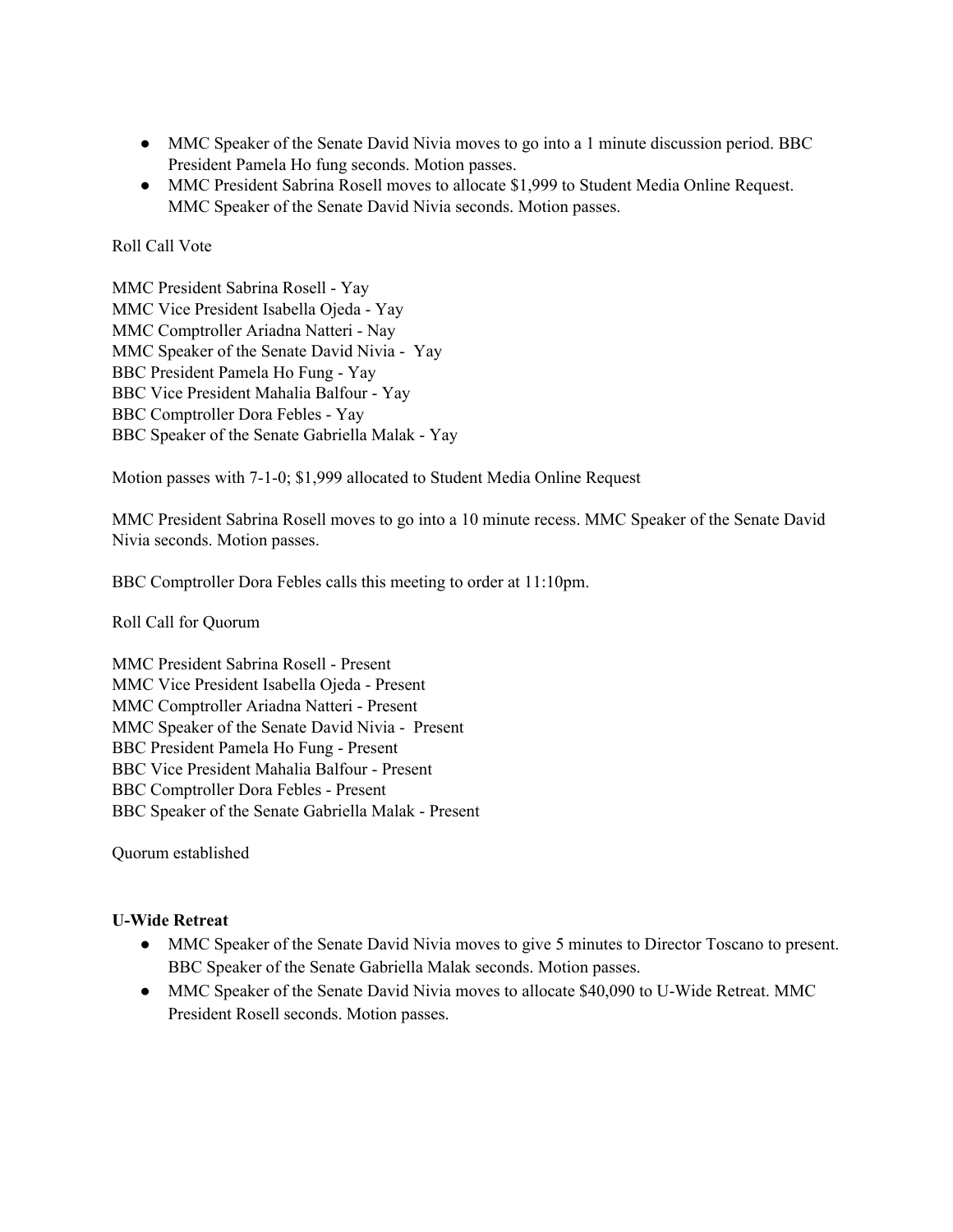- MMC Speaker of the Senate David Nivia moves to go into a 1 minute discussion period. BBC President Pamela Ho fung seconds. Motion passes.
- MMC President Sabrina Rosell moves to allocate $1,999 to Student Media Online Request. MMC Speaker of the Senate David Nivia seconds. Motion passes.

Roll Call Vote

MMC President Sabrina Rosell - Yay
MMC Vice President Isabella Ojeda - Yay
MMC Comptroller Ariadna Natteri - Nay
MMC Speaker of the Senate David Nivia - Yay
BBC President Pamela Ho Fung - Yay
BBC Vice President Mahalia Balfour - Yay
BBC Comptroller Dora Febles - Yay
BBC Speaker of the Senate Gabriella Malak - Yay

Motion passes with 7-1-0; $1,999 allocated to Student Media Online Request

MMC President Sabrina Rosell moves to go into a 10 minute recess. MMC Speaker of the Senate David Nivia seconds. Motion passes.

BBC Comptroller Dora Febles calls this meeting to order at 11:10pm.

Roll Call for Quorum

MMC President Sabrina Rosell - Present
MMC Vice President Isabella Ojeda - Present
MMC Comptroller Ariadna Natteri - Present
MMC Speaker of the Senate David Nivia - Present
BBC President Pamela Ho Fung - Present
BBC Vice President Mahalia Balfour - Present
BBC Comptroller Dora Febles - Present
BBC Speaker of the Senate Gabriella Malak - Present

Quorum established

**U-Wide Retreat**

- MMC Speaker of the Senate David Nivia moves to give 5 minutes to Director Toscano to present. BBC Speaker of the Senate Gabriella Malak seconds. Motion passes.
- MMC Speaker of the Senate David Nivia moves to allocate $40,090 to U-Wide Retreat. MMC President Rosell seconds. Motion passes.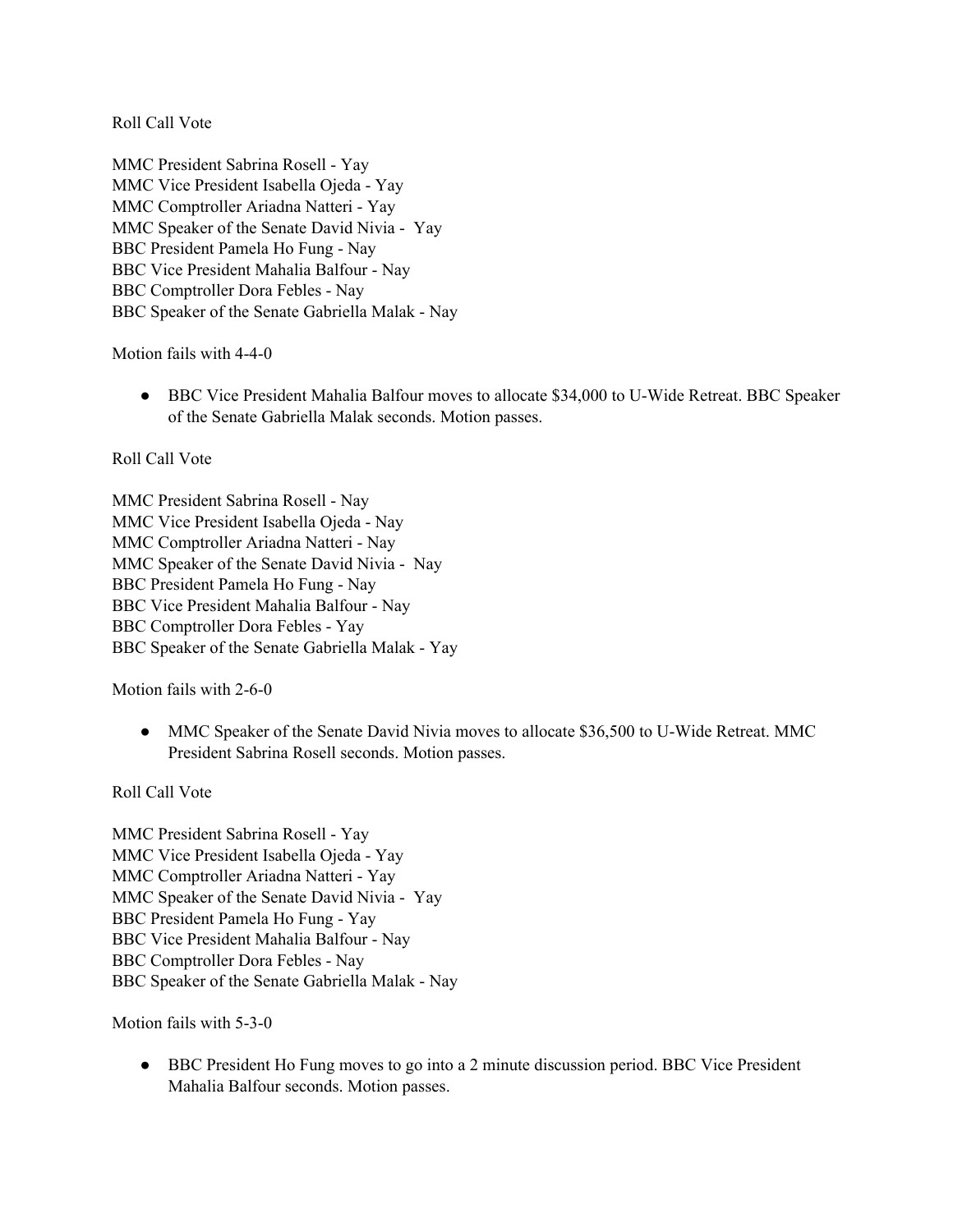Roll Call Vote

MMC President Sabrina Rosell - Yay
MMC Vice President Isabella Ojeda - Yay
MMC Comptroller Ariadna Natteri - Yay
MMC Speaker of the Senate David Nivia - Yay
BBC President Pamela Ho Fung - Nay
BBC Vice President Mahalia Balfour - Nay
BBC Comptroller Dora Febles - Nay
BBC Speaker of the Senate Gabriella Malak - Nay

Motion fails with 4-4-0

- BBC Vice President Mahalia Balfour moves to allocate $34,000 to U-Wide Retreat. BBC Speaker of the Senate Gabriella Malak seconds. Motion passes.

Roll Call Vote

MMC President Sabrina Rosell - Nay
MMC Vice President Isabella Ojeda - Nay
MMC Comptroller Ariadna Natteri - Nay
MMC Speaker of the Senate David Nivia - Nay
BBC President Pamela Ho Fung - Nay
BBC Vice President Mahalia Balfour - Nay
BBC Comptroller Dora Febles - Yay
BBC Speaker of the Senate Gabriella Malak - Yay

Motion fails with 2-6-0

- MMC Speaker of the Senate David Nivia moves to allocate $36,500 to U-Wide Retreat. MMC President Sabrina Rosell seconds. Motion passes.

Roll Call Vote

MMC President Sabrina Rosell - Yay
MMC Vice President Isabella Ojeda - Yay
MMC Comptroller Ariadna Natteri - Yay
MMC Speaker of the Senate David Nivia - Yay
BBC President Pamela Ho Fung - Yay
BBC Vice President Mahalia Balfour - Nay
BBC Comptroller Dora Febles - Nay
BBC Speaker of the Senate Gabriella Malak - Nay

Motion fails with 5-3-0

- BBC President Ho Fung moves to go into a 2 minute discussion period. BBC Vice President Mahalia Balfour seconds. Motion passes.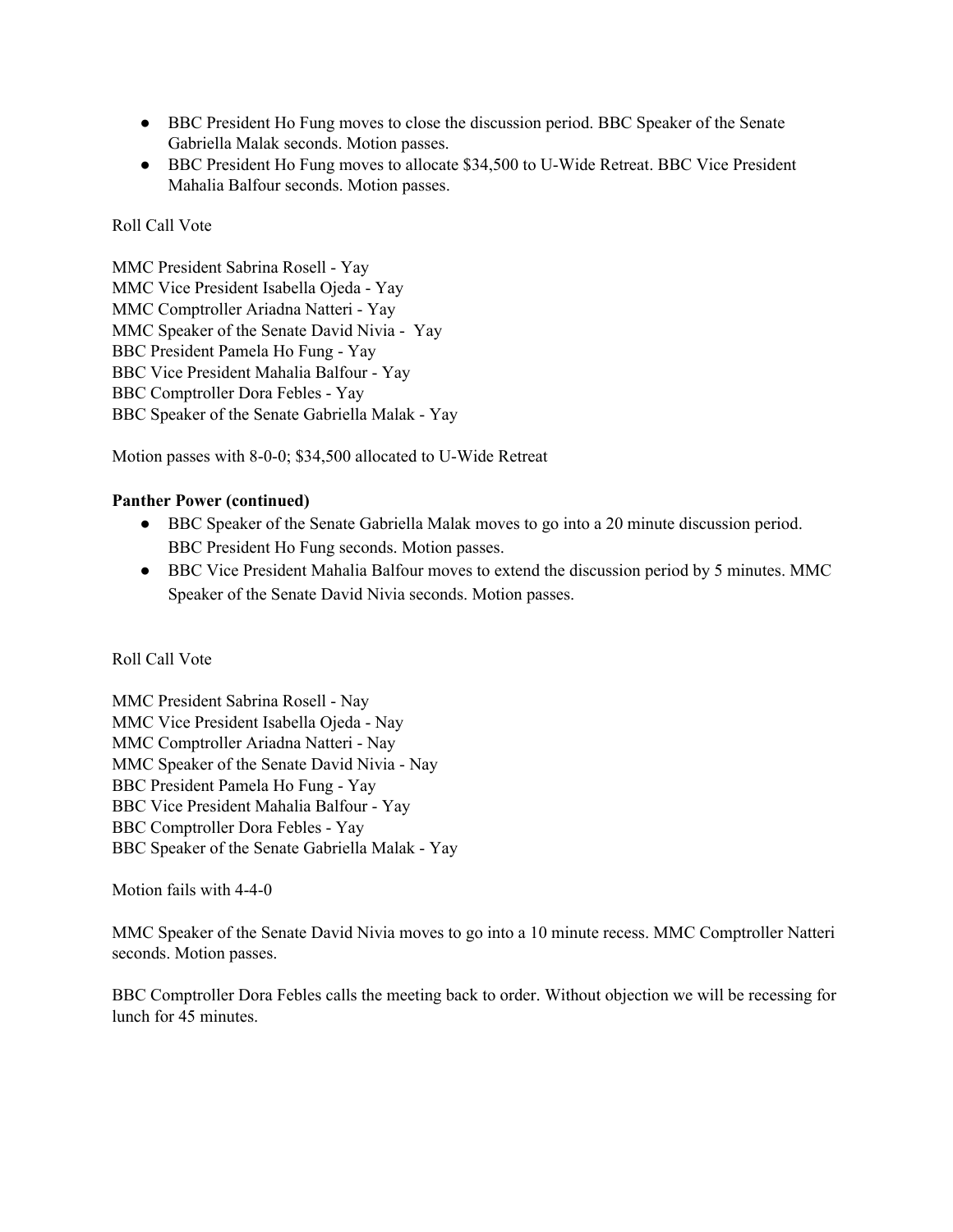- BBC President Ho Fung moves to close the discussion period. BBC Speaker of the Senate Gabriella Malak seconds. Motion passes.
- BBC President Ho Fung moves to allocate $34,500 to U-Wide Retreat. BBC Vice President Mahalia Balfour seconds. Motion passes.

Roll Call Vote

MMC President Sabrina Rosell - Yay
MMC Vice President Isabella Ojeda - Yay
MMC Comptroller Ariadna Natteri - Yay
MMC Speaker of the Senate David Nivia - Yay
BBC President Pamela Ho Fung - Yay
BBC Vice President Mahalia Balfour - Yay
BBC Comptroller Dora Febles - Yay
BBC Speaker of the Senate Gabriella Malak - Yay

Motion passes with 8-0-0; $34,500 allocated to U-Wide Retreat

**Panther Power (continued)**

- BBC Speaker of the Senate Gabriella Malak moves to go into a 20 minute discussion period. BBC President Ho Fung seconds. Motion passes.
- BBC Vice President Mahalia Balfour moves to extend the discussion period by 5 minutes. MMC Speaker of the Senate David Nivia seconds. Motion passes.

Roll Call Vote

MMC President Sabrina Rosell - Nay
MMC Vice President Isabella Ojeda - Nay
MMC Comptroller Ariadna Natteri - Nay
MMC Speaker of the Senate David Nivia - Nay
BBC President Pamela Ho Fung - Yay
BBC Vice President Mahalia Balfour - Yay
BBC Comptroller Dora Febles - Yay
BBC Speaker of the Senate Gabriella Malak - Yay

Motion fails with 4-4-0

MMC Speaker of the Senate David Nivia moves to go into a 10 minute recess. MMC Comptroller Natteri seconds. Motion passes.

BBC Comptroller Dora Febles calls the meeting back to order. Without objection we will be recessing for lunch for 45 minutes.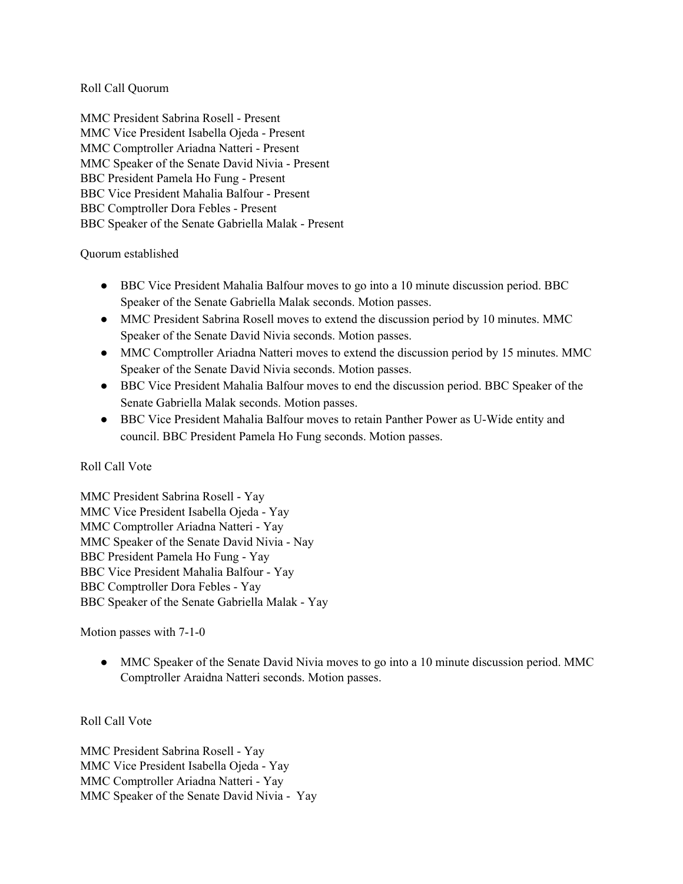Roll Call Quorum

MMC President Sabrina Rosell - Present
MMC Vice President Isabella Ojeda - Present
MMC Comptroller Ariadna Natteri - Present
MMC Speaker of the Senate David Nivia - Present
BBC President Pamela Ho Fung - Present
BBC Vice President Mahalia Balfour - Present
BBC Comptroller Dora Febles - Present
BBC Speaker of the Senate Gabriella Malak - Present

Quorum established

- BBC Vice President Mahalia Balfour moves to go into a 10 minute discussion period. BBC Speaker of the Senate Gabriella Malak seconds. Motion passes.
- MMC President Sabrina Rosell moves to extend the discussion period by 10 minutes. MMC Speaker of the Senate David Nivia seconds. Motion passes.
- MMC Comptroller Ariadna Natteri moves to extend the discussion period by 15 minutes. MMC Speaker of the Senate David Nivia seconds. Motion passes.
- BBC Vice President Mahalia Balfour moves to end the discussion period. BBC Speaker of the Senate Gabriella Malak seconds. Motion passes.
- BBC Vice President Mahalia Balfour moves to retain Panther Power as U-Wide entity and council. BBC President Pamela Ho Fung seconds. Motion passes.

Roll Call Vote

MMC President Sabrina Rosell - Yay
MMC Vice President Isabella Ojeda - Yay
MMC Comptroller Ariadna Natteri - Yay
MMC Speaker of the Senate David Nivia - Nay
BBC President Pamela Ho Fung - Yay
BBC Vice President Mahalia Balfour - Yay
BBC Comptroller Dora Febles - Yay
BBC Speaker of the Senate Gabriella Malak - Yay

Motion passes with 7-1-0

- MMC Speaker of the Senate David Nivia moves to go into a 10 minute discussion period. MMC Comptroller Araidna Natteri seconds. Motion passes.

Roll Call Vote

MMC President Sabrina Rosell - Yay
MMC Vice President Isabella Ojeda - Yay
MMC Comptroller Ariadna Natteri - Yay
MMC Speaker of the Senate David Nivia - Yay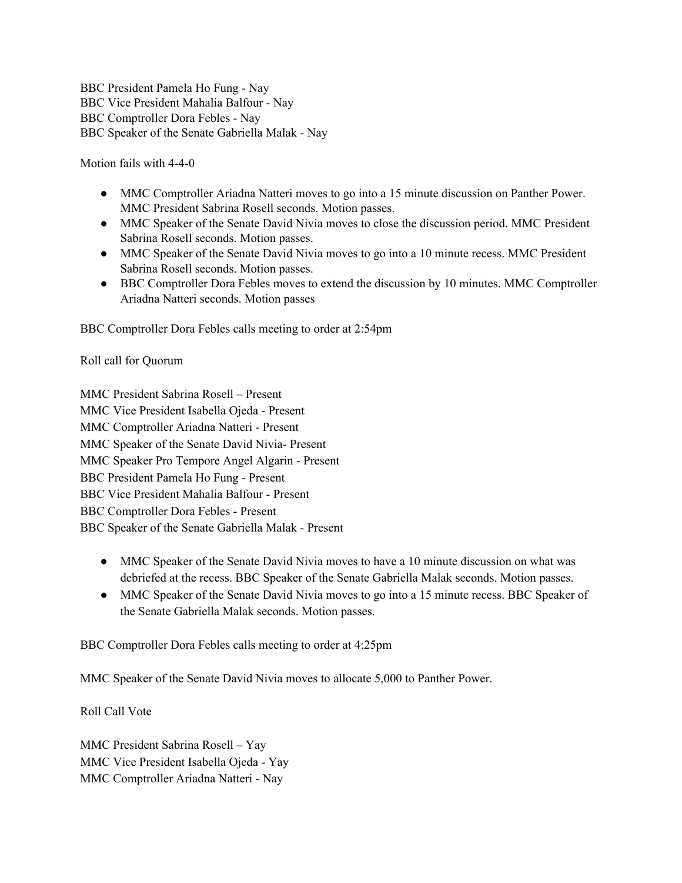BBC President Pamela Ho Fung - Nay
BBC Vice President Mahalia Balfour - Nay
BBC Comptroller Dora Febles - Nay
BBC Speaker of the Senate Gabriella Malak - Nay

Motion fails with 4-4-0

- MMC Comptroller Ariadna Natteri moves to go into a 15 minute discussion on Panther Power. MMC President Sabrina Rosell seconds. Motion passes.
- MMC Speaker of the Senate David Nivia moves to close the discussion period. MMC President Sabrina Rosell seconds. Motion passes.
- MMC Speaker of the Senate David Nivia moves to go into a 10 minute recess. MMC President Sabrina Rosell seconds. Motion passes.
- BBC Comptroller Dora Febles moves to extend the discussion by 10 minutes. MMC Comptroller Ariadna Natteri seconds. Motion passes

BBC Comptroller Dora Febles calls meeting to order at 2:54pm

Roll call for Quorum

MMC President Sabrina Rosell – Present
MMC Vice President Isabella Ojeda - Present
MMC Comptroller Ariadna Natteri - Present
MMC Speaker of the Senate David Nivia- Present
MMC Speaker Pro Tempore Angel Algarin - Present
BBC President Pamela Ho Fung - Present
BBC Vice President Mahalia Balfour - Present
BBC Comptroller Dora Febles - Present
BBC Speaker of the Senate Gabriella Malak - Present

- MMC Speaker of the Senate David Nivia moves to have a 10 minute discussion on what was debriefed at the recess. BBC Speaker of the Senate Gabriella Malak seconds. Motion passes.
- MMC Speaker of the Senate David Nivia moves to go into a 15 minute recess. BBC Speaker of the Senate Gabriella Malak seconds. Motion passes.

BBC Comptroller Dora Febles calls meeting to order at 4:25pm

MMC Speaker of the Senate David Nivia moves to allocate 5,000 to Panther Power.

Roll Call Vote

MMC President Sabrina Rosell – Yay
MMC Vice President Isabella Ojeda - Yay
MMC Comptroller Ariadna Natteri - Nay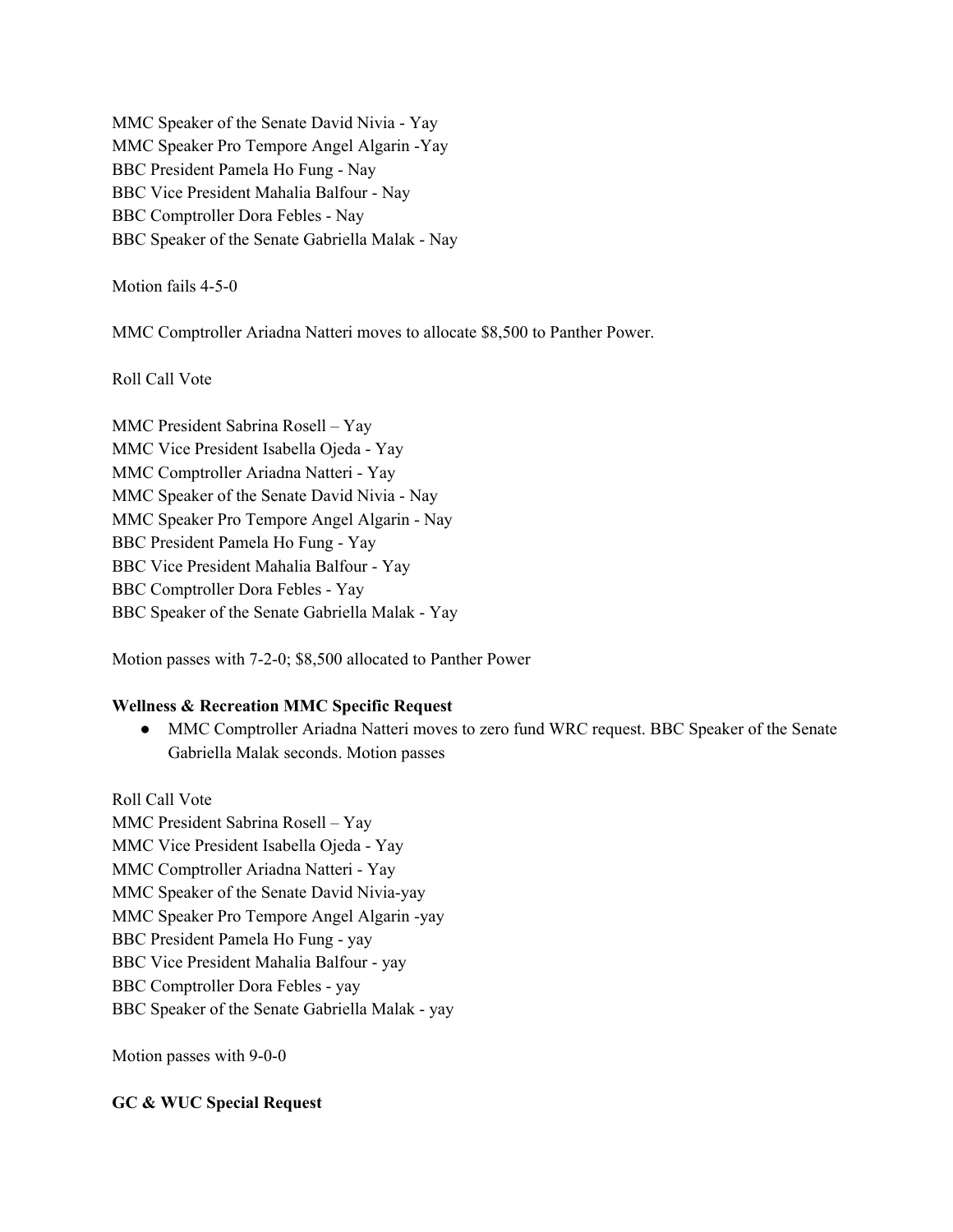MMC Speaker of the Senate David Nivia - Yay
MMC Speaker Pro Tempore Angel Algarin -Yay
BBC President Pamela Ho Fung - Nay
BBC Vice President Mahalia Balfour - Nay
BBC Comptroller Dora Febles - Nay
BBC Speaker of the Senate Gabriella Malak - Nay

Motion fails 4-5-0

MMC Comptroller Ariadna Natteri moves to allocate $8,500 to Panther Power.

Roll Call Vote

MMC President Sabrina Rosell – Yay
MMC Vice President Isabella Ojeda - Yay
MMC Comptroller Ariadna Natteri - Yay
MMC Speaker of the Senate David Nivia - Nay
MMC Speaker Pro Tempore Angel Algarin - Nay
BBC President Pamela Ho Fung - Yay
BBC Vice President Mahalia Balfour - Yay
BBC Comptroller Dora Febles - Yay
BBC Speaker of the Senate Gabriella Malak - Yay

Motion passes with 7-2-0; $8,500 allocated to Panther Power

**Wellness & Recreation MMC Specific Request**

- MMC Comptroller Ariadna Natteri moves to zero fund WRC request. BBC Speaker of the Senate Gabriella Malak seconds. Motion passes

Roll Call Vote
MMC President Sabrina Rosell – Yay
MMC Vice President Isabella Ojeda - Yay
MMC Comptroller Ariadna Natteri - Yay
MMC Speaker of the Senate David Nivia-yay
MMC Speaker Pro Tempore Angel Algarin -yay
BBC President Pamela Ho Fung - yay
BBC Vice President Mahalia Balfour - yay
BBC Comptroller Dora Febles - yay
BBC Speaker of the Senate Gabriella Malak - yay

Motion passes with 9-0-0

**GC & WUC Special Request**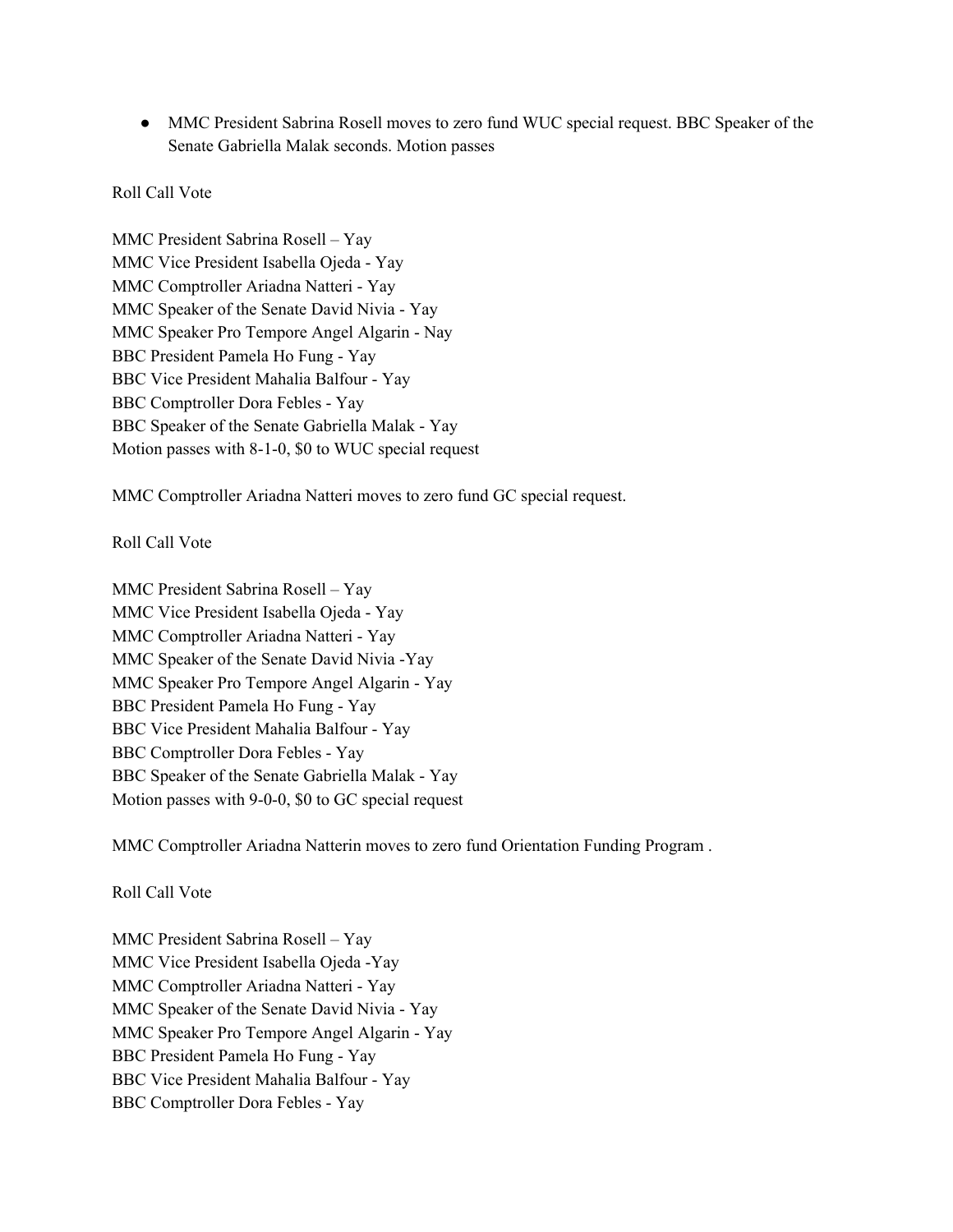- MMC President Sabrina Rosell moves to zero fund WUC special request. BBC Speaker of the Senate Gabriella Malak seconds. Motion passes

Roll Call Vote

MMC President Sabrina Rosell – Yay
MMC Vice President Isabella Ojeda - Yay
MMC Comptroller Ariadna Natteri - Yay
MMC Speaker of the Senate David Nivia - Yay
MMC Speaker Pro Tempore Angel Algarin - Nay
BBC President Pamela Ho Fung - Yay
BBC Vice President Mahalia Balfour - Yay
BBC Comptroller Dora Febles - Yay
BBC Speaker of the Senate Gabriella Malak - Yay
Motion passes with 8-1-0, $0 to WUC special request

MMC Comptroller Ariadna Natteri moves to zero fund GC special request.

Roll Call Vote

MMC President Sabrina Rosell – Yay
MMC Vice President Isabella Ojeda - Yay
MMC Comptroller Ariadna Natteri - Yay
MMC Speaker of the Senate David Nivia -Yay
MMC Speaker Pro Tempore Angel Algarin - Yay
BBC President Pamela Ho Fung - Yay
BBC Vice President Mahalia Balfour - Yay
BBC Comptroller Dora Febles - Yay
BBC Speaker of the Senate Gabriella Malak - Yay
Motion passes with 9-0-0, $0 to GC special request

MMC Comptroller Ariadna Natterin moves to zero fund Orientation Funding Program .

Roll Call Vote

MMC President Sabrina Rosell – Yay
MMC Vice President Isabella Ojeda -Yay
MMC Comptroller Ariadna Natteri - Yay
MMC Speaker of the Senate David Nivia - Yay
MMC Speaker Pro Tempore Angel Algarin - Yay
BBC President Pamela Ho Fung - Yay
BBC Vice President Mahalia Balfour - Yay
BBC Comptroller Dora Febles - Yay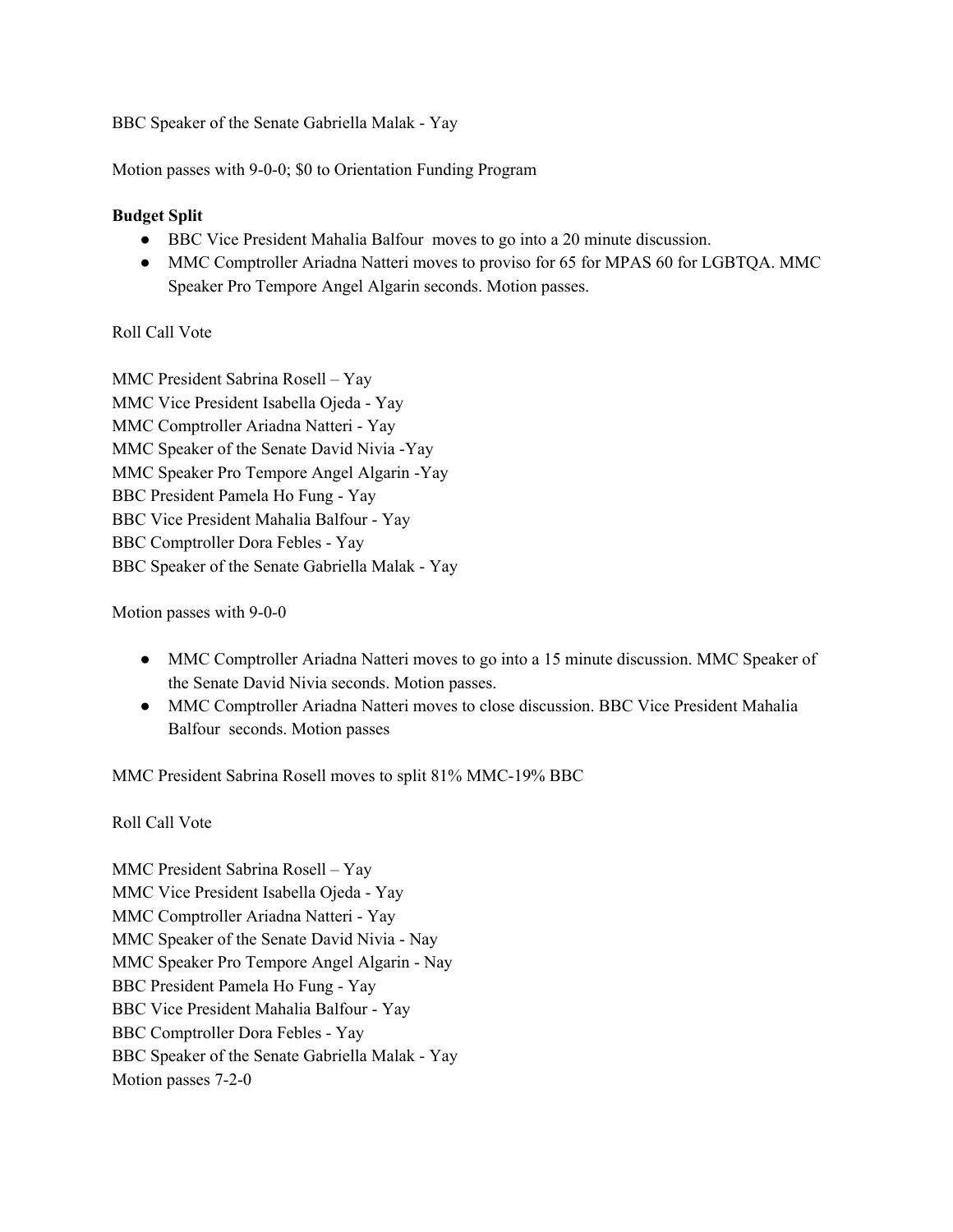BBC Speaker of the Senate Gabriella Malak - Yay

Motion passes with 9-0-0; $0 to Orientation Funding Program

**Budget Split**

- BBC Vice President Mahalia Balfour moves to go into a 20 minute discussion.
- MMC Comptroller Ariadna Natteri moves to proviso for 65 for MPAS 60 for LGBTQA. MMC Speaker Pro Tempore Angel Algarin seconds. Motion passes.

Roll Call Vote

MMC President Sabrina Rosell – Yay
MMC Vice President Isabella Ojeda - Yay
MMC Comptroller Ariadna Natteri - Yay
MMC Speaker of the Senate David Nivia -Yay
MMC Speaker Pro Tempore Angel Algarin -Yay
BBC President Pamela Ho Fung - Yay
BBC Vice President Mahalia Balfour - Yay
BBC Comptroller Dora Febles - Yay
BBC Speaker of the Senate Gabriella Malak - Yay

Motion passes with 9-0-0

- MMC Comptroller Ariadna Natteri moves to go into a 15 minute discussion. MMC Speaker of the Senate David Nivia seconds. Motion passes.
- MMC Comptroller Ariadna Natteri moves to close discussion. BBC Vice President Mahalia Balfour seconds. Motion passes

MMC President Sabrina Rosell moves to split 81% MMC-19% BBC

Roll Call Vote

MMC President Sabrina Rosell – Yay
MMC Vice President Isabella Ojeda - Yay
MMC Comptroller Ariadna Natteri - Yay
MMC Speaker of the Senate David Nivia - Nay
MMC Speaker Pro Tempore Angel Algarin - Nay
BBC President Pamela Ho Fung - Yay
BBC Vice President Mahalia Balfour - Yay
BBC Comptroller Dora Febles - Yay
BBC Speaker of the Senate Gabriella Malak - Yay
Motion passes 7-2-0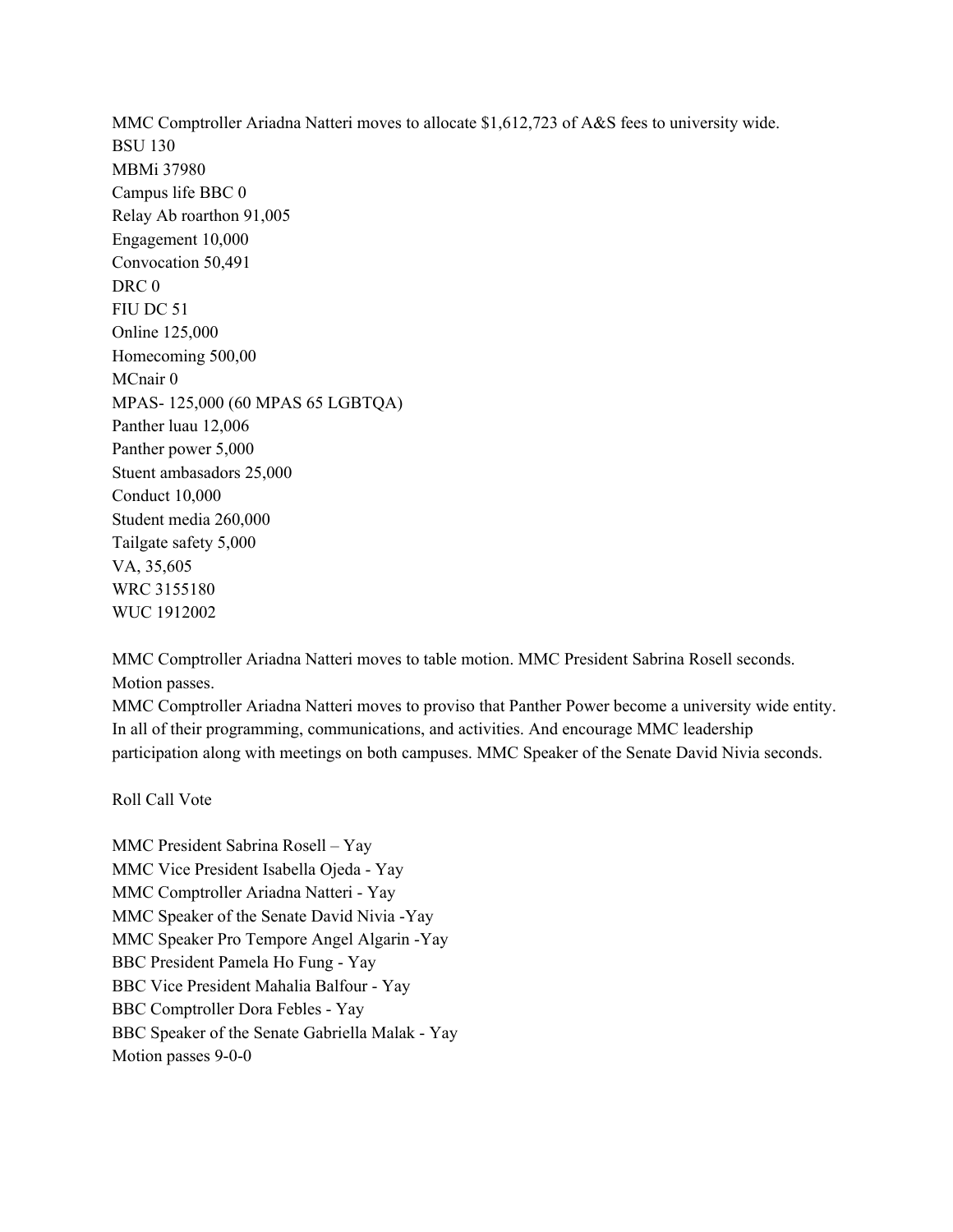MMC Comptroller Ariadna Natteri moves to allocate $1,612,723 of A&S fees to university wide.
BSU 130
MBMi 37980
Campus life BBC 0
Relay Ab roarthon 91,005
Engagement 10,000
Convocation 50,491
DRC 0
FIU DC 51
Online 125,000
Homecoming 500,00
MCnair 0
MPAS- 125,000 (60 MPAS 65 LGBTQA)
Panther luau 12,006
Panther power 5,000
Stuent ambasadors 25,000
Conduct 10,000
Student media 260,000
Tailgate safety 5,000
VA, 35,605
WRC 3155180
WUC 1912002

MMC Comptroller Ariadna Natteri moves to table motion. MMC President Sabrina Rosell seconds. Motion passes.
MMC Comptroller Ariadna Natteri moves to proviso that Panther Power become a university wide entity. In all of their programming, communications, and activities. And encourage MMC leadership participation along with meetings on both campuses. MMC Speaker of the Senate David Nivia seconds.

Roll Call Vote

MMC President Sabrina Rosell – Yay
MMC Vice President Isabella Ojeda - Yay
MMC Comptroller Ariadna Natteri - Yay
MMC Speaker of the Senate David Nivia -Yay
MMC Speaker Pro Tempore Angel Algarin -Yay
BBC President Pamela Ho Fung - Yay
BBC Vice President Mahalia Balfour - Yay
BBC Comptroller Dora Febles - Yay
BBC Speaker of the Senate Gabriella Malak - Yay
Motion passes 9-0-0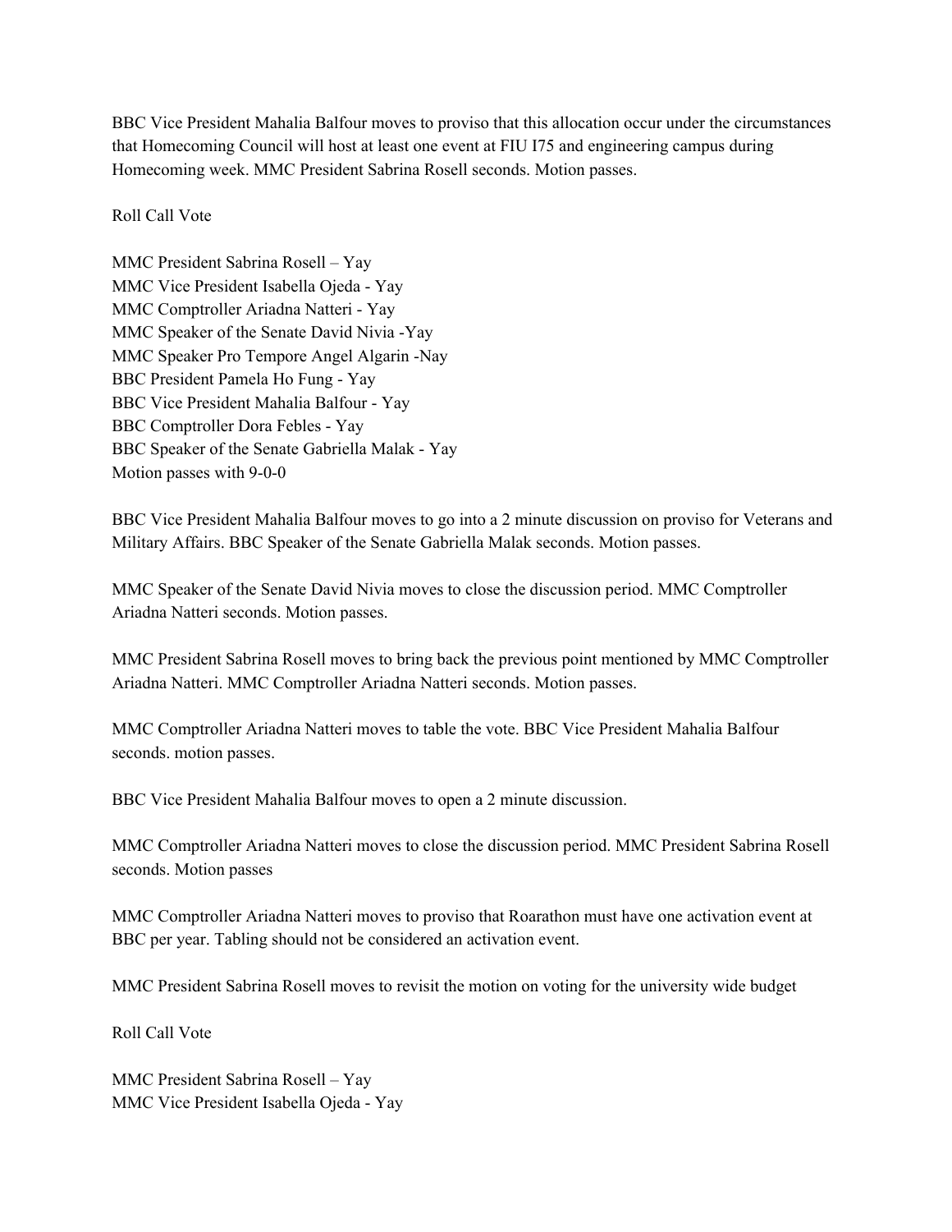BBC Vice President Mahalia Balfour moves to proviso that this allocation occur under the circumstances that Homecoming Council will host at least one event at FIU I75 and engineering campus during Homecoming week. MMC President Sabrina Rosell seconds. Motion passes.

Roll Call Vote

MMC President Sabrina Rosell – Yay  
MMC Vice President Isabella Ojeda - Yay  
MMC Comptroller Ariadna Natteri - Yay  
MMC Speaker of the Senate David Nivia -Yay  
MMC Speaker Pro Tempore Angel Algarin -Nay  
BBC President Pamela Ho Fung - Yay  
BBC Vice President Mahalia Balfour - Yay  
BBC Comptroller Dora Febles - Yay  
BBC Speaker of the Senate Gabriella Malak - Yay  
Motion passes with 9-0-0

BBC Vice President Mahalia Balfour moves to go into a 2 minute discussion on proviso for Veterans and Military Affairs. BBC Speaker of the Senate Gabriella Malak seconds. Motion passes.

MMC Speaker of the Senate David Nivia moves to close the discussion period. MMC Comptroller Ariadna Natteri seconds. Motion passes.

MMC President Sabrina Rosell moves to bring back the previous point mentioned by MMC Comptroller Ariadna Natteri. MMC Comptroller Ariadna Natteri seconds. Motion passes.

MMC Comptroller Ariadna Natteri moves to table the vote. BBC Vice President Mahalia Balfour seconds. motion passes.

BBC Vice President Mahalia Balfour moves to open a 2 minute discussion.

MMC Comptroller Ariadna Natteri moves to close the discussion period. MMC President Sabrina Rosell seconds. Motion passes

MMC Comptroller Ariadna Natteri moves to proviso that Roarathon must have one activation event at BBC per year. Tabling should not be considered an activation event.

MMC President Sabrina Rosell moves to revisit the motion on voting for the university wide budget

Roll Call Vote

MMC President Sabrina Rosell – Yay  
MMC Vice President Isabella Ojeda - Yay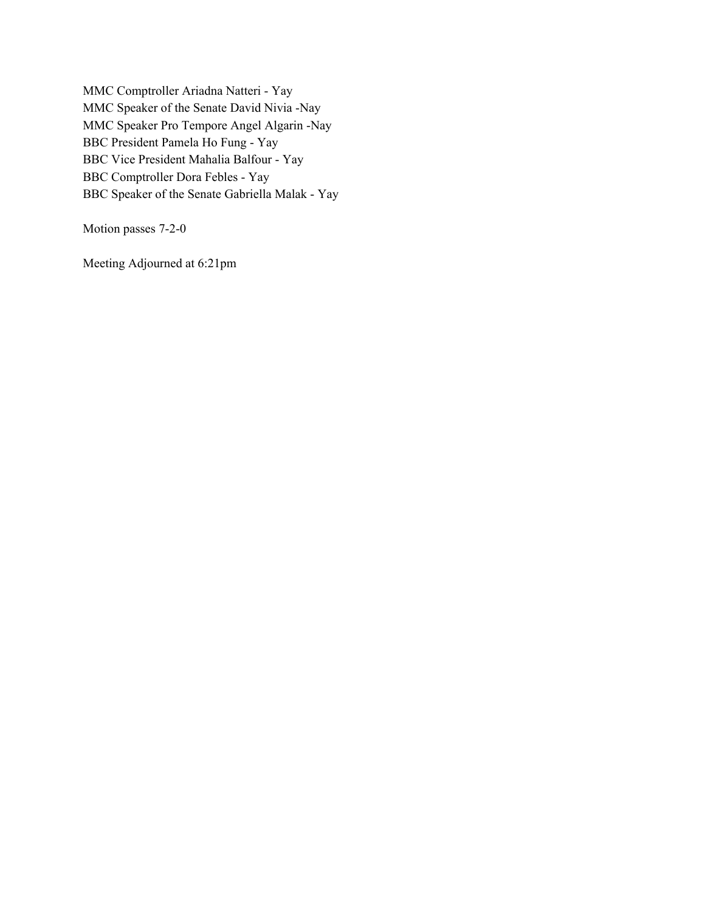MMC Comptroller Ariadna Natteri - Yay
MMC Speaker of the Senate David Nivia -Nay
MMC Speaker Pro Tempore Angel Algarin -Nay
BBC President Pamela Ho Fung - Yay
BBC Vice President Mahalia Balfour - Yay
BBC Comptroller Dora Febles - Yay
BBC Speaker of the Senate Gabriella Malak - Yay

Motion passes 7-2-0

Meeting Adjourned at 6:21pm